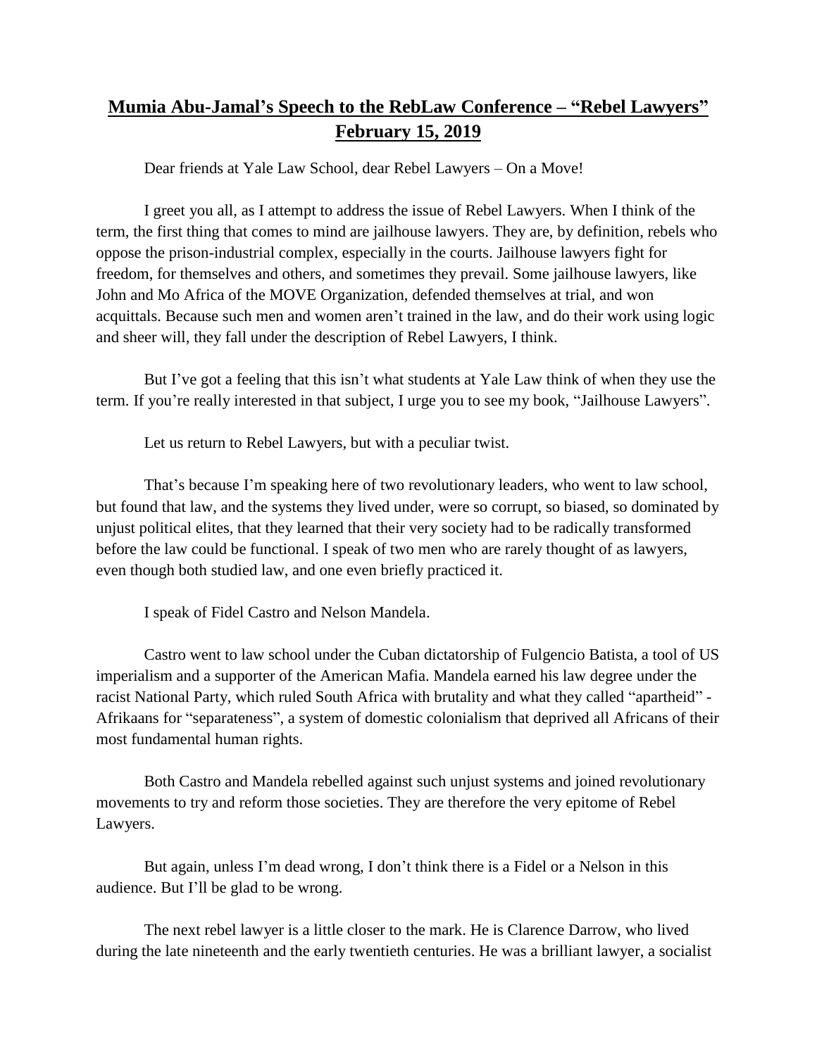# Mumia Abu-Jamal's Speech to the RebLaw Conference – "Rebel Lawyers" February 15, 2019

Dear friends at Yale Law School, dear Rebel Lawyers – On a Move!

I greet you all, as I attempt to address the issue of Rebel Lawyers. When I think of the term, the first thing that comes to mind are jailhouse lawyers. They are, by definition, rebels who oppose the prison-industrial complex, especially in the courts. Jailhouse lawyers fight for freedom, for themselves and others, and sometimes they prevail. Some jailhouse lawyers, like John and Mo Africa of the MOVE Organization, defended themselves at trial, and won acquittals. Because such men and women aren't trained in the law, and do their work using logic and sheer will, they fall under the description of Rebel Lawyers, I think.

But I've got a feeling that this isn't what students at Yale Law think of when they use the term. If you're really interested in that subject, I urge you to see my book, "Jailhouse Lawyers".

Let us return to Rebel Lawyers, but with a peculiar twist.

That's because I'm speaking here of two revolutionary leaders, who went to law school, but found that law, and the systems they lived under, were so corrupt, so biased, so dominated by unjust political elites, that they learned that their very society had to be radically transformed before the law could be functional. I speak of two men who are rarely thought of as lawyers, even though both studied law, and one even briefly practiced it.

I speak of Fidel Castro and Nelson Mandela.

Castro went to law school under the Cuban dictatorship of Fulgencio Batista, a tool of US imperialism and a supporter of the American Mafia. Mandela earned his law degree under the racist National Party, which ruled South Africa with brutality and what they called "apartheid" - Afrikaans for "separateness", a system of domestic colonialism that deprived all Africans of their most fundamental human rights.

Both Castro and Mandela rebelled against such unjust systems and joined revolutionary movements to try and reform those societies. They are therefore the very epitome of Rebel Lawyers.

But again, unless I'm dead wrong, I don't think there is a Fidel or a Nelson in this audience. But I'll be glad to be wrong.

The next rebel lawyer is a little closer to the mark. He is Clarence Darrow, who lived during the late nineteenth and the early twentieth centuries. He was a brilliant lawyer, a socialist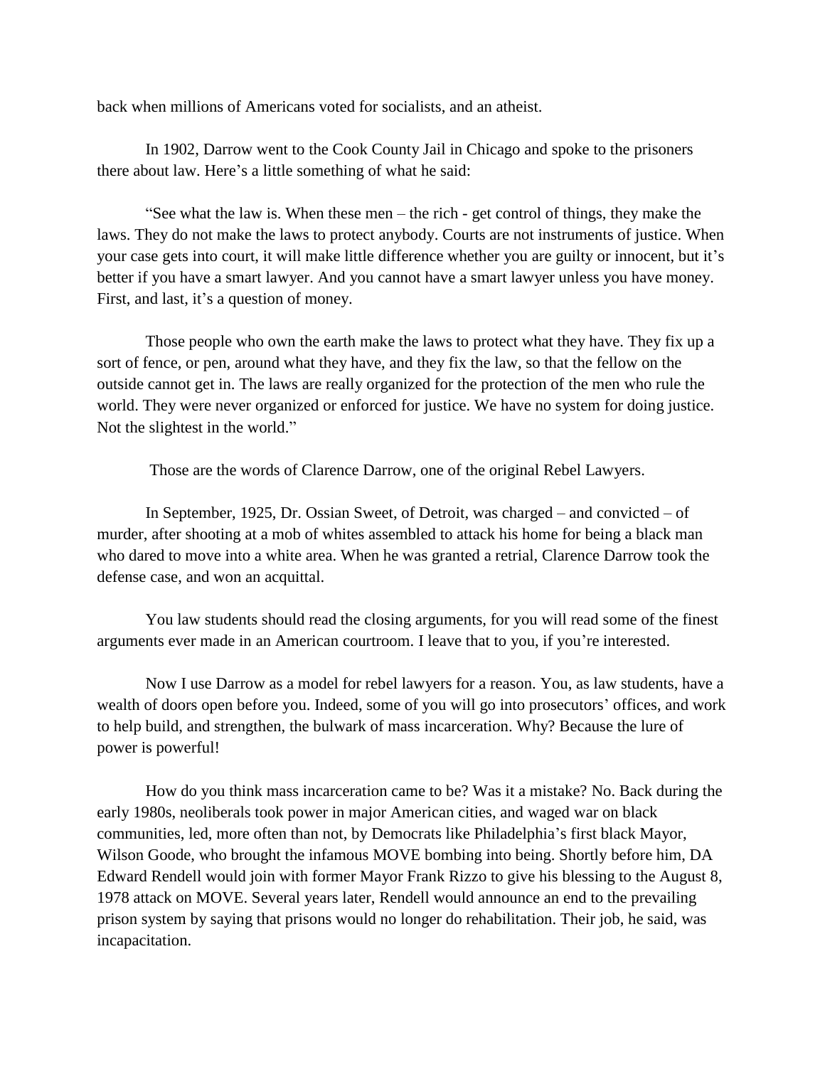back when millions of Americans voted for socialists, and an atheist.

In 1902, Darrow went to the Cook County Jail in Chicago and spoke to the prisoners there about law. Here's a little something of what he said:

"See what the law is. When these men – the rich - get control of things, they make the laws. They do not make the laws to protect anybody. Courts are not instruments of justice. When your case gets into court, it will make little difference whether you are guilty or innocent, but it's better if you have a smart lawyer. And you cannot have a smart lawyer unless you have money. First, and last, it's a question of money.

Those people who own the earth make the laws to protect what they have. They fix up a sort of fence, or pen, around what they have, and they fix the law, so that the fellow on the outside cannot get in. The laws are really organized for the protection of the men who rule the world. They were never organized or enforced for justice. We have no system for doing justice. Not the slightest in the world."

Those are the words of Clarence Darrow, one of the original Rebel Lawyers.

In September, 1925, Dr. Ossian Sweet, of Detroit, was charged – and convicted – of murder, after shooting at a mob of whites assembled to attack his home for being a black man who dared to move into a white area. When he was granted a retrial, Clarence Darrow took the defense case, and won an acquittal.

You law students should read the closing arguments, for you will read some of the finest arguments ever made in an American courtroom. I leave that to you, if you're interested.

Now I use Darrow as a model for rebel lawyers for a reason. You, as law students, have a wealth of doors open before you. Indeed, some of you will go into prosecutors' offices, and work to help build, and strengthen, the bulwark of mass incarceration. Why? Because the lure of power is powerful!

How do you think mass incarceration came to be? Was it a mistake? No. Back during the early 1980s, neoliberals took power in major American cities, and waged war on black communities, led, more often than not, by Democrats like Philadelphia's first black Mayor, Wilson Goode, who brought the infamous MOVE bombing into being. Shortly before him, DA Edward Rendell would join with former Mayor Frank Rizzo to give his blessing to the August 8, 1978 attack on MOVE. Several years later, Rendell would announce an end to the prevailing prison system by saying that prisons would no longer do rehabilitation. Their job, he said, was incapacitation.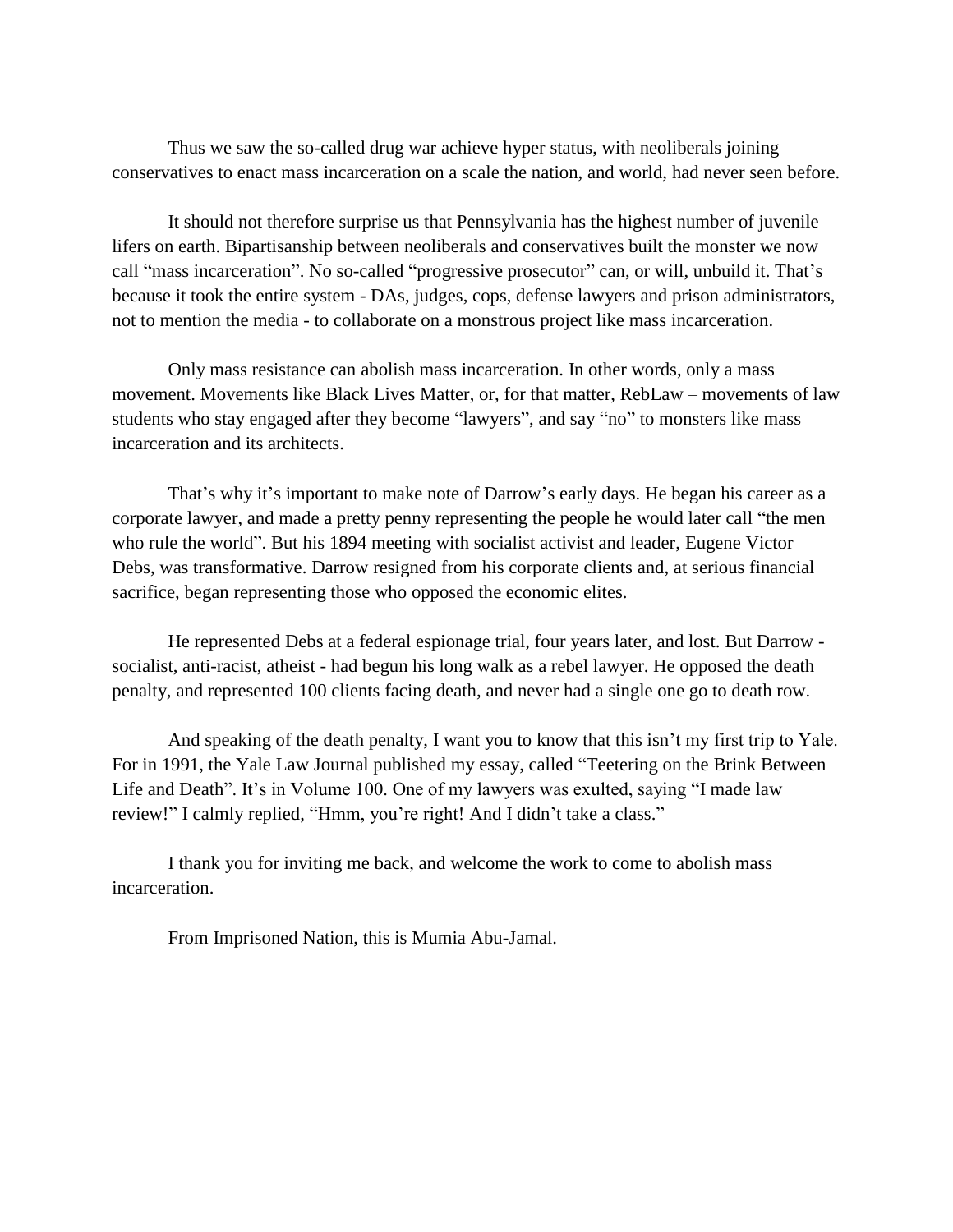Thus we saw the so-called drug war achieve hyper status, with neoliberals joining conservatives to enact mass incarceration on a scale the nation, and world, had never seen before.

It should not therefore surprise us that Pennsylvania has the highest number of juvenile lifers on earth. Bipartisanship between neoliberals and conservatives built the monster we now call "mass incarceration". No so-called "progressive prosecutor" can, or will, unbuild it. That's because it took the entire system - DAs, judges, cops, defense lawyers and prison administrators, not to mention the media - to collaborate on a monstrous project like mass incarceration.

Only mass resistance can abolish mass incarceration. In other words, only a mass movement. Movements like Black Lives Matter, or, for that matter, RebLaw – movements of law students who stay engaged after they become "lawyers", and say "no" to monsters like mass incarceration and its architects.

That's why it's important to make note of Darrow's early days. He began his career as a corporate lawyer, and made a pretty penny representing the people he would later call "the men who rule the world". But his 1894 meeting with socialist activist and leader, Eugene Victor Debs, was transformative. Darrow resigned from his corporate clients and, at serious financial sacrifice, began representing those who opposed the economic elites.

He represented Debs at a federal espionage trial, four years later, and lost. But Darrow - socialist, anti-racist, atheist - had begun his long walk as a rebel lawyer. He opposed the death penalty, and represented 100 clients facing death, and never had a single one go to death row.

And speaking of the death penalty, I want you to know that this isn't my first trip to Yale. For in 1991, the Yale Law Journal published my essay, called "Teetering on the Brink Between Life and Death". It's in Volume 100. One of my lawyers was exulted, saying "I made law review!" I calmly replied, "Hmm, you're right! And I didn't take a class."

I thank you for inviting me back, and welcome the work to come to abolish mass incarceration.

From Imprisoned Nation, this is Mumia Abu-Jamal.